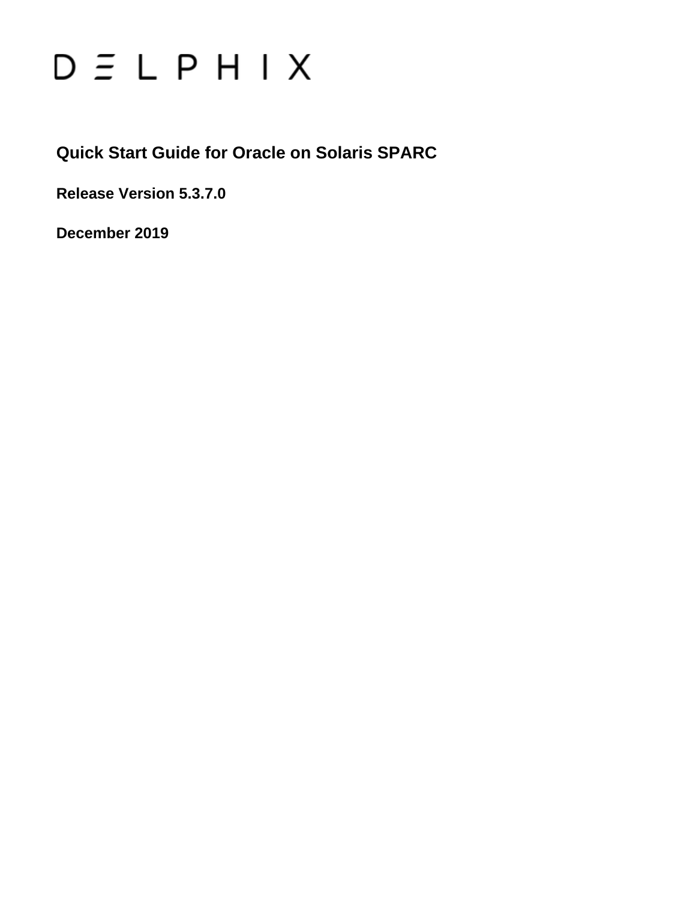DELPHIX

# Quick Start Guide for Oracle on Solaris SPARC

**Release Version 5.3.7.0**

**December 2019**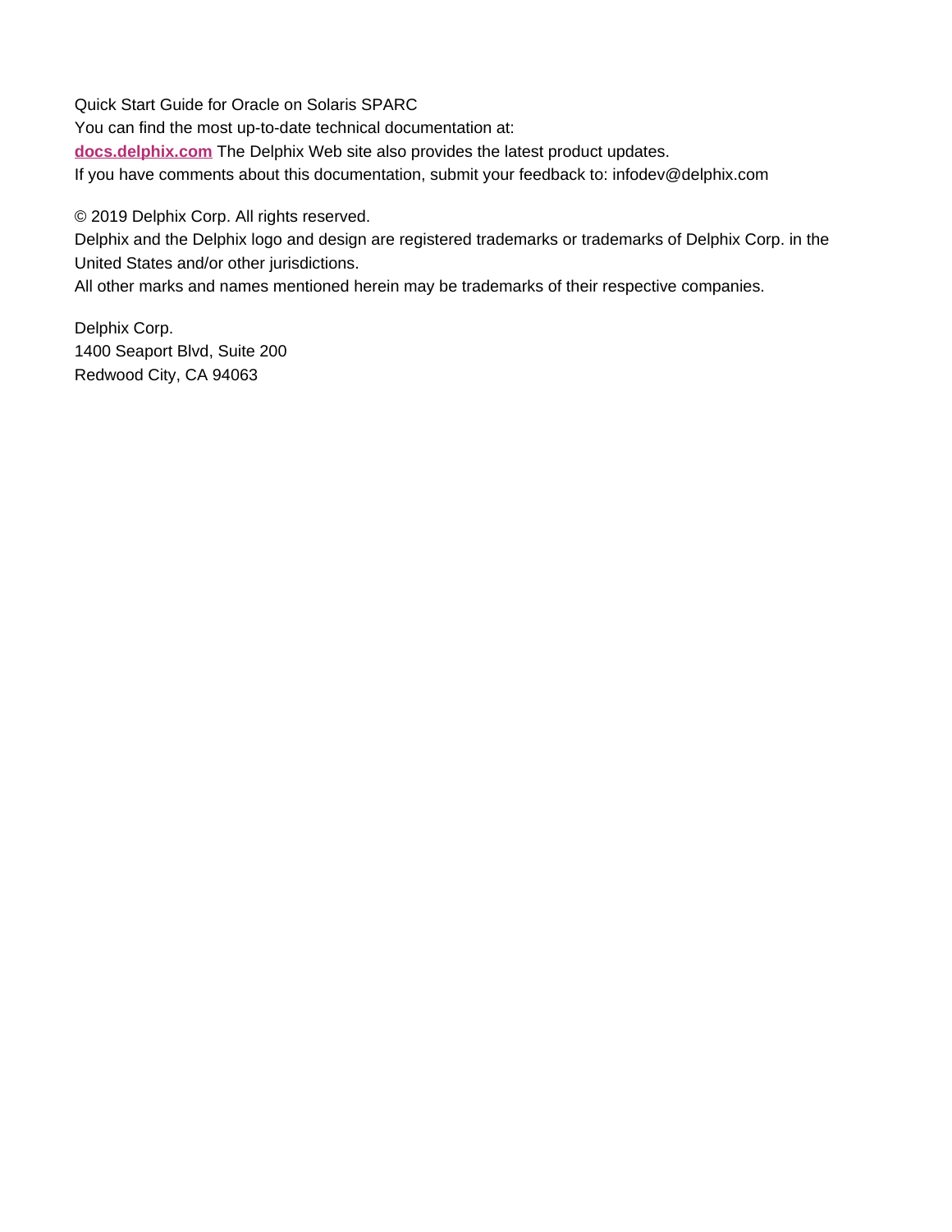Quick Start Guide for Oracle on Solaris SPARC

You can find the most up-to-date technical documentation at:

**docs.delphix.com** The Delphix Web site also provides the latest product updates.

If you have comments about this documentation, submit your feedback to: infodev@delphix.com

© 2019 Delphix Corp. All rights reserved.

Delphix and the Delphix logo and design are registered trademarks or trademarks of Delphix Corp. in the United States and/or other jurisdictions.

All other marks and names mentioned herein may be trademarks of their respective companies.

Delphix Corp.
1400 Seaport Blvd, Suite 200
Redwood City, CA 94063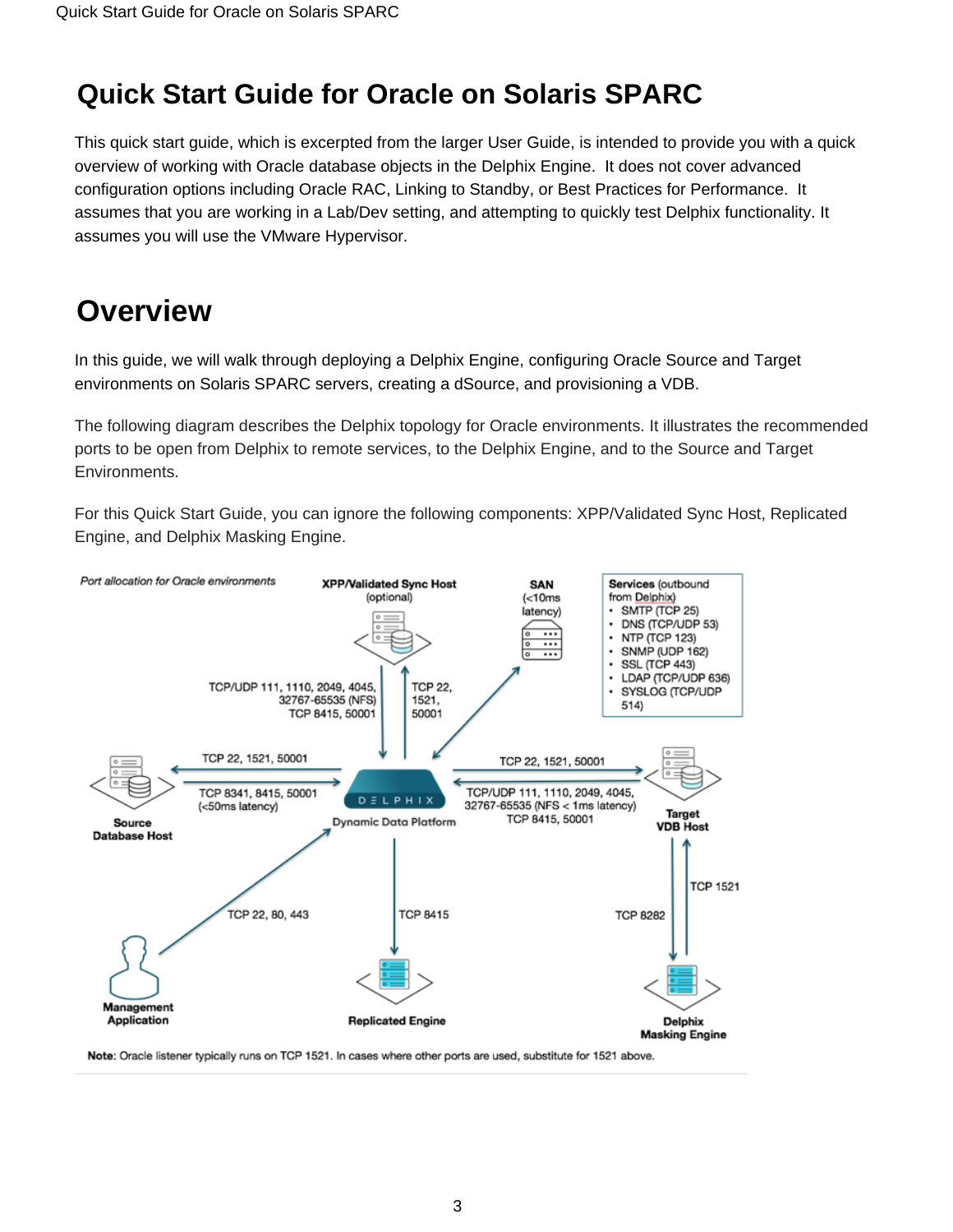# Quick Start Guide for Oracle on Solaris SPARC

This quick start guide, which is excerpted from the larger User Guide, is intended to provide you with a quick overview of working with Oracle database objects in the Delphix Engine. It does not cover advanced configuration options including Oracle RAC, Linking to Standby, or Best Practices for Performance. It assumes that you are working in a Lab/Dev setting, and attempting to quickly test Delphix functionality. It assumes you will use the VMware Hypervisor.

## Overview

In this guide, we will walk through deploying a Delphix Engine, configuring Oracle Source and Target environments on Solaris SPARC servers, creating a dSource, and provisioning a VDB.

The following diagram describes the Delphix topology for Oracle environments. It illustrates the recommended ports to be open from Delphix to remote services, to the Delphix Engine, and to the Source and Target Environments.

For this Quick Start Guide, you can ignore the following components: XPP/Validated Sync Host, Replicated Engine, and Delphix Masking Engine.

*Port allocation for Oracle environments*

**Delphix Dynamic Data Platform** connections:

- **XPP/Validated Sync Host** (optional): Delphix to host: TCP 22, 1521, 50001. Host to Delphix: TCP/UDP 111, 1110, 2049, 4045, 32767-65535 (NFS), TCP 8415, 50001
- **SAN** (<10ms latency)
- **Services** (outbound from Delphix)
  - SMTP (TCP 25)
  - DNS (TCP/UDP 53)
  - NTP (TCP 123)
  - SNMP (UDP 162)
  - SSL (TCP 443)
  - LDAP (TCP/UDP 636)
  - SYSLOG (TCP/UDP 514)
- **Source Database Host**: Delphix to host: TCP 22, 1521, 50001. Host to Delphix: TCP 8341, 8415, 50001 (<50ms latency)
- **Target VDB Host**: Delphix to host: TCP 22, 1521, 50001. Host to Delphix: TCP/UDP 111, 1110, 2049, 4045, 32767-65535 (NFS < 1ms latency), TCP 8415, 50001
- **Management Application**: TCP 22, 80, 443
- **Replicated Engine**: TCP 8415
- **Delphix Masking Engine**: TCP 8282 (to Target VDB Host), TCP 1521 (from Target VDB Host)

**Note:** Oracle listener typically runs on TCP 1521. In cases where other ports are used, substitute for 1521 above.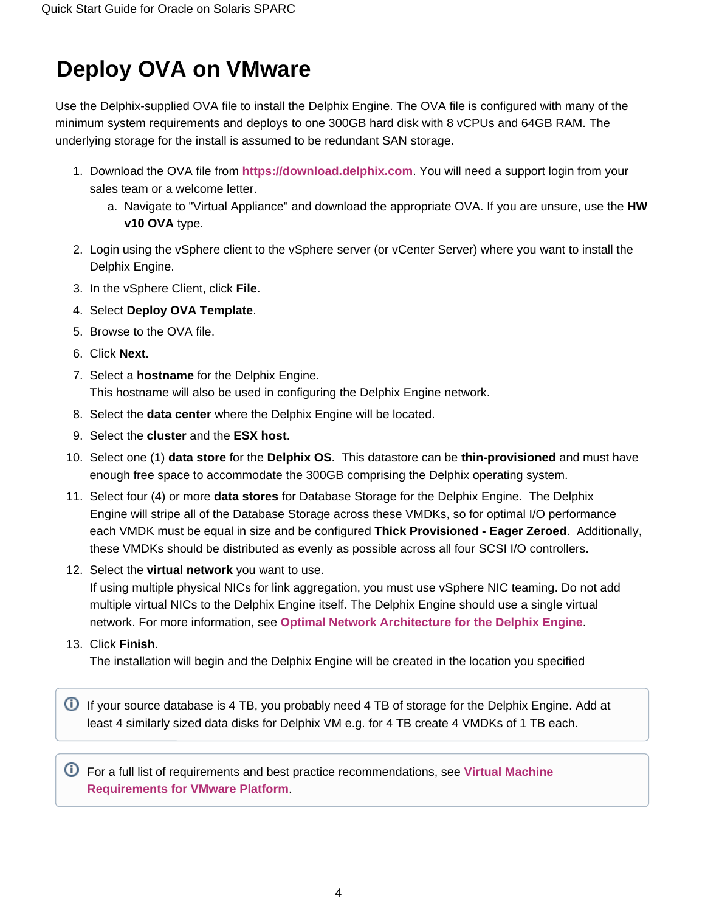# Deploy OVA on VMware

Use the Delphix-supplied OVA file to install the Delphix Engine. The OVA file is configured with many of the minimum system requirements and deploys to one 300GB hard disk with 8 vCPUs and 64GB RAM. The underlying storage for the install is assumed to be redundant SAN storage.

1. Download the OVA file from **https://download.delphix.com**. You will need a support login from your sales team or a welcome letter.
   a. Navigate to "Virtual Appliance" and download the appropriate OVA. If you are unsure, use the **HW v10 OVA** type.
2. Login using the vSphere client to the vSphere server (or vCenter Server) where you want to install the Delphix Engine.
3. In the vSphere Client, click **File**.
4. Select **Deploy OVA Template**.
5. Browse to the OVA file.
6. Click **Next**.
7. Select a **hostname** for the Delphix Engine.
   This hostname will also be used in configuring the Delphix Engine network.
8. Select the **data center** where the Delphix Engine will be located.
9. Select the **cluster** and the **ESX host**.
10. Select one (1) **data store** for the **Delphix OS**. This datastore can be **thin-provisioned** and must have enough free space to accommodate the 300GB comprising the Delphix operating system.
11. Select four (4) or more **data stores** for Database Storage for the Delphix Engine. The Delphix Engine will stripe all of the Database Storage across these VMDKs, so for optimal I/O performance each VMDK must be equal in size and be configured **Thick Provisioned - Eager Zeroed**. Additionally, these VMDKs should be distributed as evenly as possible across all four SCSI I/O controllers.
12. Select the **virtual network** you want to use.
    If using multiple physical NICs for link aggregation, you must use vSphere NIC teaming. Do not add multiple virtual NICs to the Delphix Engine itself. The Delphix Engine should use a single virtual network. For more information, see **Optimal Network Architecture for the Delphix Engine**.
13. Click **Finish**.
    The installation will begin and the Delphix Engine will be created in the location you specified

> ⓘ If your source database is 4 TB, you probably need 4 TB of storage for the Delphix Engine. Add at least 4 similarly sized data disks for Delphix VM e.g. for 4 TB create 4 VMDKs of 1 TB each.

> ⓘ For a full list of requirements and best practice recommendations, see **Virtual Machine Requirements for VMware Platform**.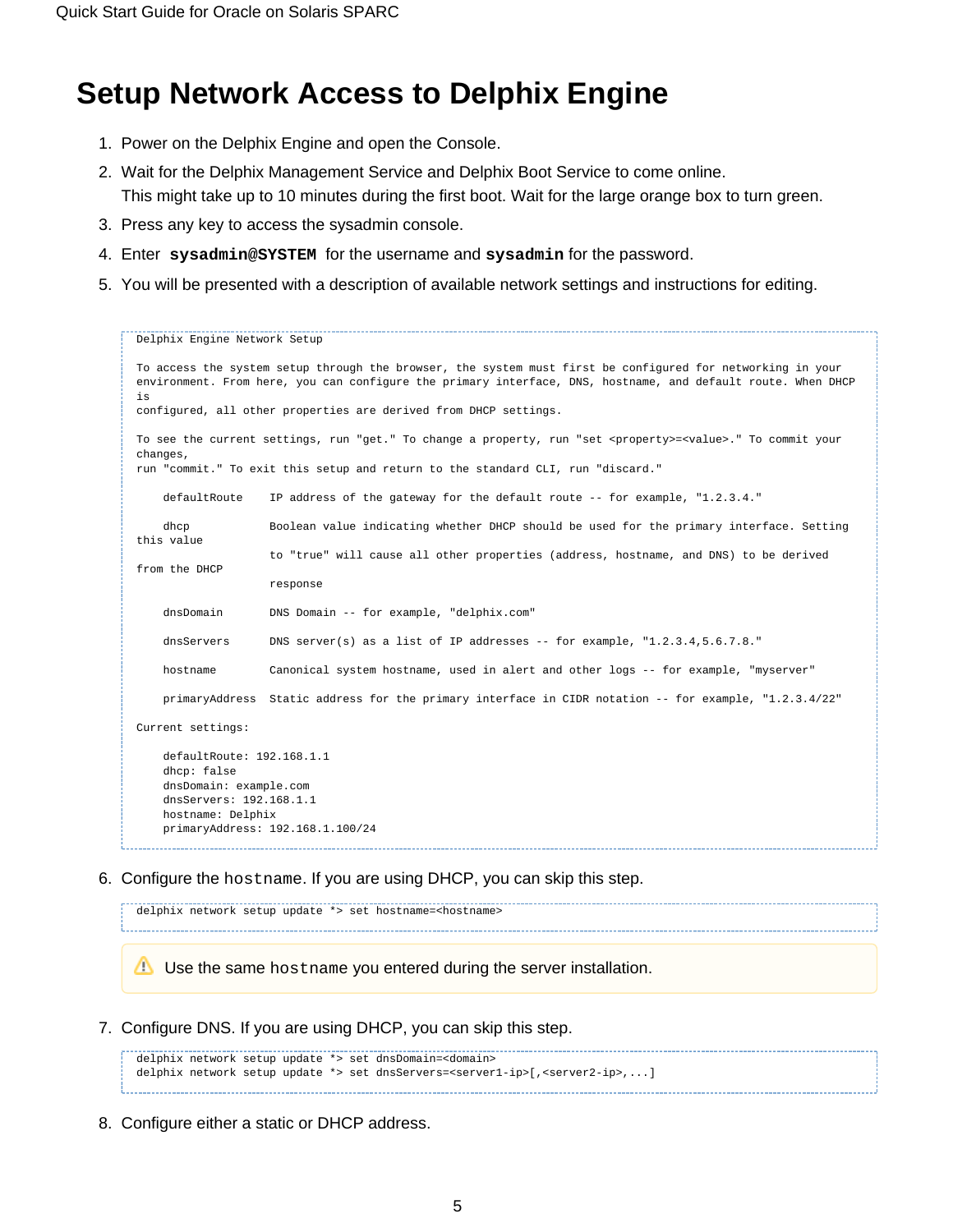# Setup Network Access to Delphix Engine

1. Power on the Delphix Engine and open the Console.
2. Wait for the Delphix Management Service and Delphix Boot Service to come online.
   This might take up to 10 minutes during the first boot. Wait for the large orange box to turn green.
3. Press any key to access the sysadmin console.
4. Enter **`sysadmin@SYSTEM`** for the username and **`sysadmin`** for the password.
5. You will be presented with a description of available network settings and instructions for editing.

```
Delphix Engine Network Setup

To access the system setup through the browser, the system must first be configured for networking in your
environment. From here, you can configure the primary interface, DNS, hostname, and default route. When DHCP
is
configured, all other properties are derived from DHCP settings.

To see the current settings, run "get." To change a property, run "set <property>=<value>." To commit your
changes,
run "commit." To exit this setup and return to the standard CLI, run "discard."

    defaultRoute    IP address of the gateway for the default route -- for example, "1.2.3.4."

    dhcp            Boolean value indicating whether DHCP should be used for the primary interface. Setting
this value
                    to "true" will cause all other properties (address, hostname, and DNS) to be derived
from the DHCP
                    response

    dnsDomain       DNS Domain -- for example, "delphix.com"

    dnsServers      DNS server(s) as a list of IP addresses -- for example, "1.2.3.4,5.6.7.8."

    hostname        Canonical system hostname, used in alert and other logs -- for example, "myserver"

    primaryAddress  Static address for the primary interface in CIDR notation -- for example, "1.2.3.4/22"

Current settings:

    defaultRoute: 192.168.1.1
    dhcp: false
    dnsDomain: example.com
    dnsServers: 192.168.1.1
    hostname: Delphix
    primaryAddress: 192.168.1.100/24
```

6. Configure the `hostname`. If you are using DHCP, you can skip this step.

```
delphix network setup update *> set hostname=<hostname>
```

> ⚠ Use the same `hostname` you entered during the server installation.

7. Configure DNS. If you are using DHCP, you can skip this step.

```
delphix network setup update *> set dnsDomain=<domain>
delphix network setup update *> set dnsServers=<server1-ip>[,<server2-ip>,...]
```

8. Configure either a static or DHCP address.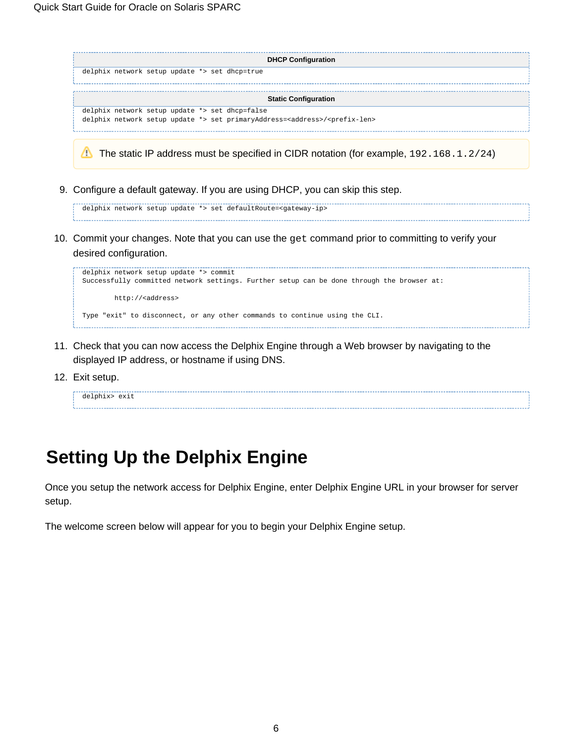**DHCP Configuration**

```
delphix network setup update *> set dhcp=true
```

**Static Configuration**

```
delphix network setup update *> set dhcp=false
delphix network setup update *> set primaryAddress=<address>/<prefix-len>
```

> ⚠ The static IP address must be specified in CIDR notation (for example, `192.168.1.2/24`)

9. Configure a default gateway. If you are using DHCP, you can skip this step.

```
delphix network setup update *> set defaultRoute=<gateway-ip>
```

10. Commit your changes. Note that you can use the `get` command prior to committing to verify your desired configuration.

```
delphix network setup update *> commit
Successfully committed network settings. Further setup can be done through the browser at:

        http://<address>

Type "exit" to disconnect, or any other commands to continue using the CLI.
```

11. Check that you can now access the Delphix Engine through a Web browser by navigating to the displayed IP address, or hostname if using DNS.
12. Exit setup.

```
delphix> exit
```

# Setting Up the Delphix Engine

Once you setup the network access for Delphix Engine, enter Delphix Engine URL in your browser for server setup.

The welcome screen below will appear for you to begin your Delphix Engine setup.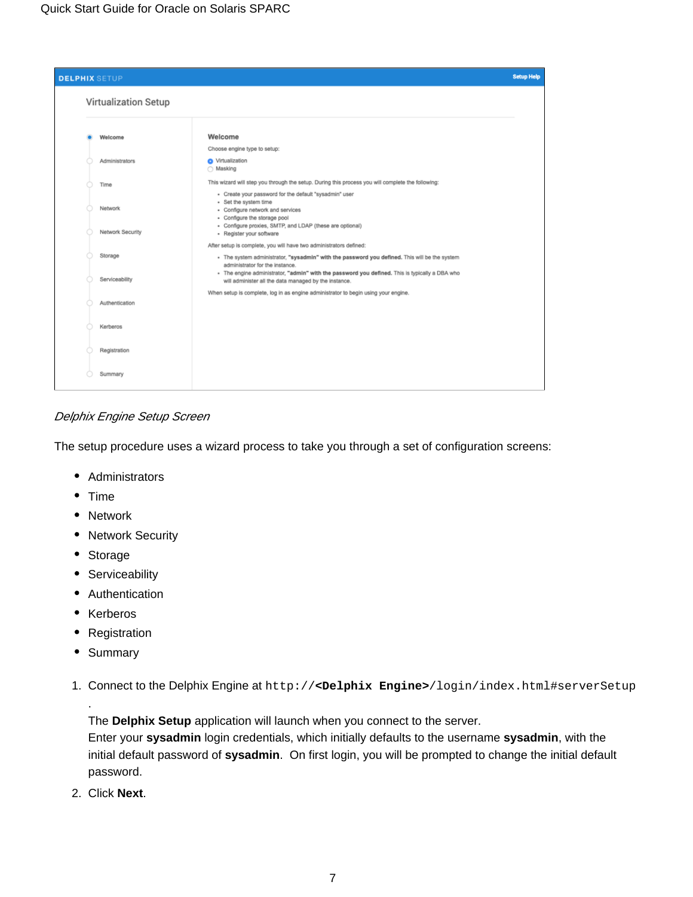*Delphix Engine Setup Screen*

The setup procedure uses a wizard process to take you through a set of configuration screens:

- Administrators
- Time
- Network
- Network Security
- Storage
- Serviceability
- Authentication
- Kerberos
- Registration
- Summary

1. Connect to the Delphix Engine at `http://`**`<Delphix Engine>`**`/login/index.html#serverSetup`.
   The **Delphix Setup** application will launch when you connect to the server.
   Enter your **sysadmin** login credentials, which initially defaults to the username **sysadmin**, with the initial default password of **sysadmin**. On first login, you will be prompted to change the initial default password.
2. Click **Next**.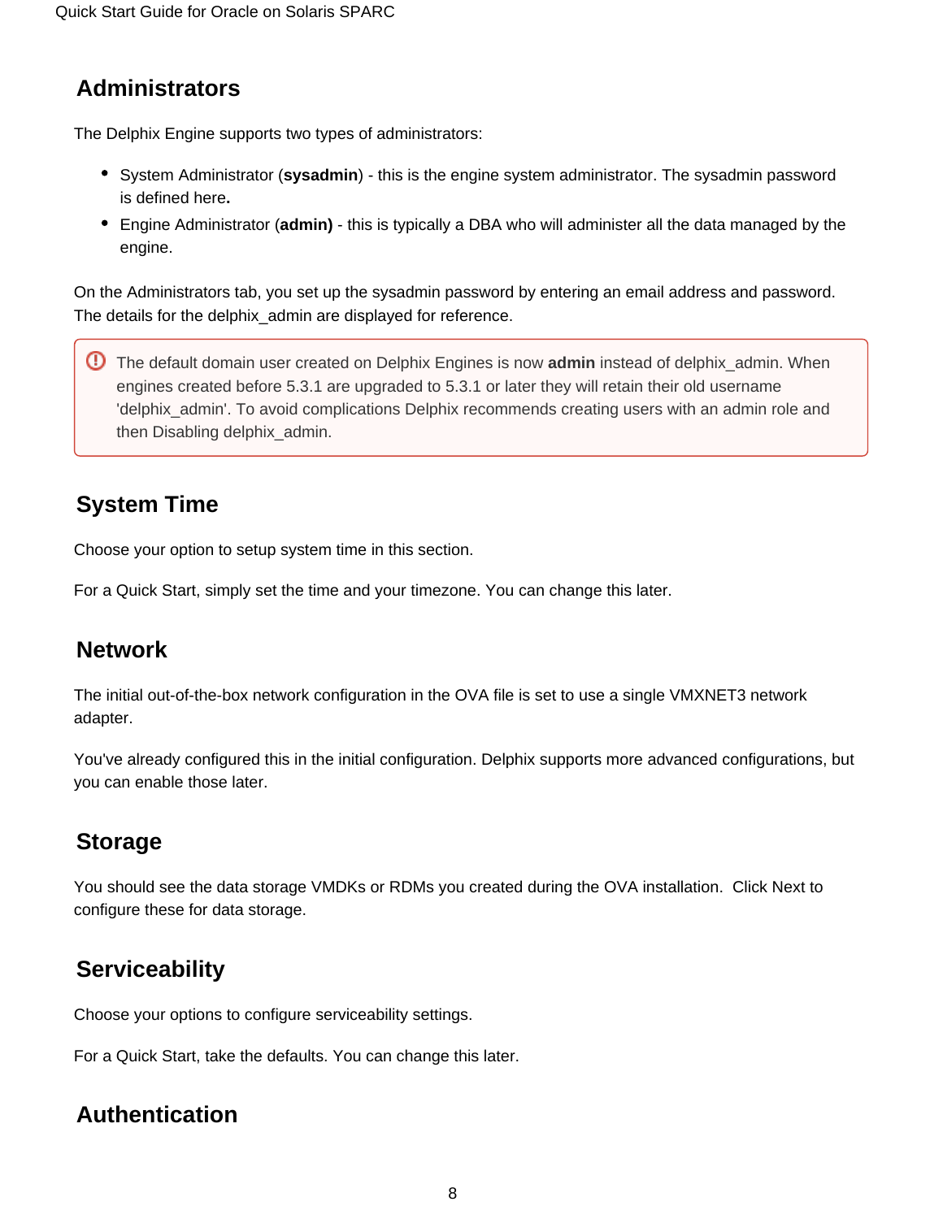## Administrators

The Delphix Engine supports two types of administrators:

- System Administrator (**sysadmin**) - this is the engine system administrator. The sysadmin password is defined here**.**
- Engine Administrator (**admin)** - this is typically a DBA who will administer all the data managed by the engine.

On the Administrators tab, you set up the sysadmin password by entering an email address and password. The details for the delphix_admin are displayed for reference.

> The default domain user created on Delphix Engines is now **admin** instead of delphix_admin. When engines created before 5.3.1 are upgraded to 5.3.1 or later they will retain their old username 'delphix_admin'. To avoid complications Delphix recommends creating users with an admin role and then Disabling delphix_admin.

## System Time

Choose your option to setup system time in this section.

For a Quick Start, simply set the time and your timezone. You can change this later.

## Network

The initial out-of-the-box network configuration in the OVA file is set to use a single VMXNET3 network adapter.

You've already configured this in the initial configuration. Delphix supports more advanced configurations, but you can enable those later.

## Storage

You should see the data storage VMDKs or RDMs you created during the OVA installation.  Click Next to configure these for data storage.

## Serviceability

Choose your options to configure serviceability settings.

For a Quick Start, take the defaults. You can change this later.

## Authentication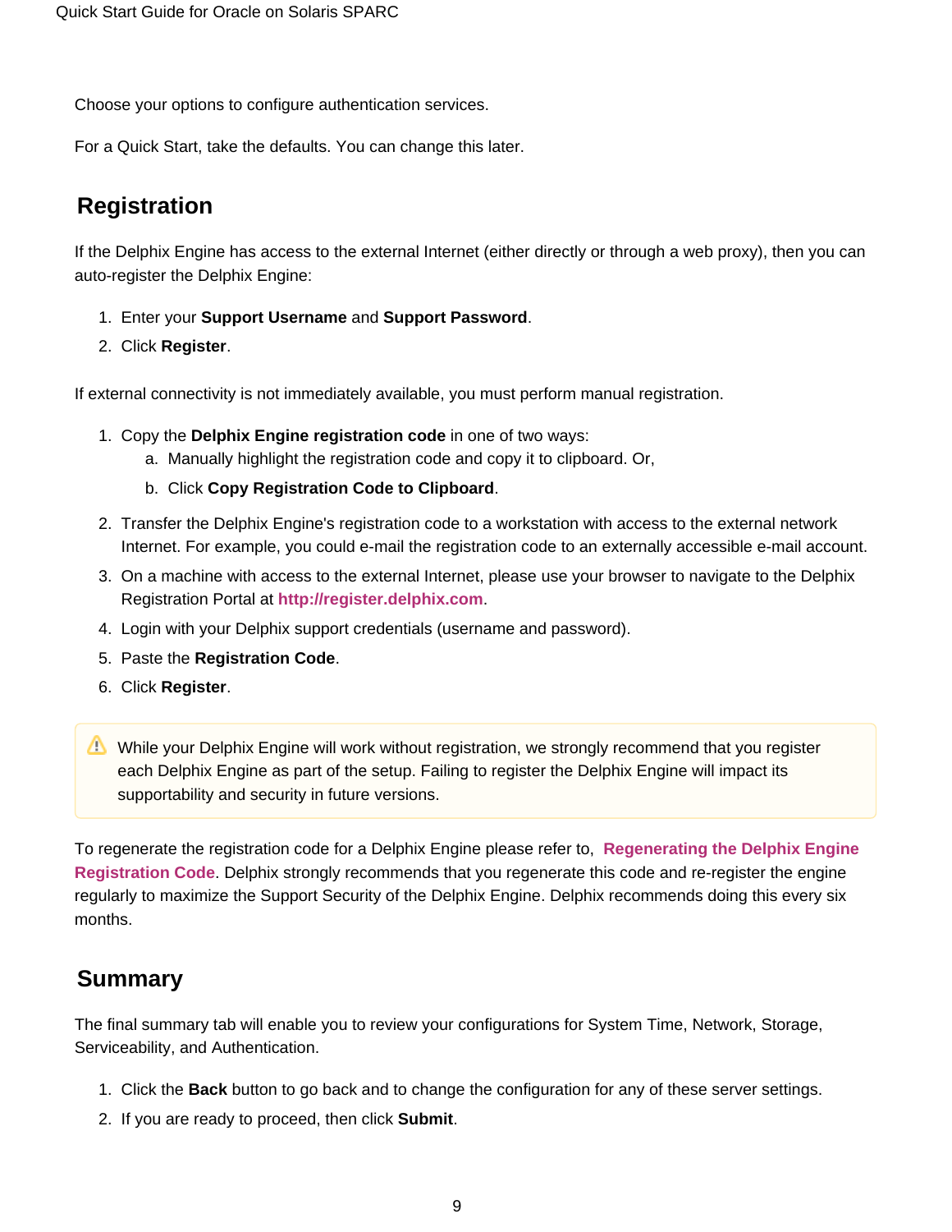Choose your options to configure authentication services.

For a Quick Start, take the defaults. You can change this later.

## Registration

If the Delphix Engine has access to the external Internet (either directly or through a web proxy), then you can auto-register the Delphix Engine:

1. Enter your **Support Username** and **Support Password**.
2. Click **Register**.

If external connectivity is not immediately available, you must perform manual registration.

1. Copy the **Delphix Engine registration code** in one of two ways:
   a. Manually highlight the registration code and copy it to clipboard. Or,
   b. Click **Copy Registration Code to Clipboard**.
2. Transfer the Delphix Engine's registration code to a workstation with access to the external network Internet. For example, you could e-mail the registration code to an externally accessible e-mail account.
3. On a machine with access to the external Internet, please use your browser to navigate to the Delphix Registration Portal at **http://register.delphix.com**.
4. Login with your Delphix support credentials (username and password).
5. Paste the **Registration Code**.
6. Click **Register**.

> ⚠ While your Delphix Engine will work without registration, we strongly recommend that you register each Delphix Engine as part of the setup. Failing to register the Delphix Engine will impact its supportability and security in future versions.

To regenerate the registration code for a Delphix Engine please refer to, **Regenerating the Delphix Engine Registration Code**. Delphix strongly recommends that you regenerate this code and re-register the engine regularly to maximize the Support Security of the Delphix Engine. Delphix recommends doing this every six months.

## Summary

The final summary tab will enable you to review your configurations for System Time, Network, Storage, Serviceability, and Authentication.

1. Click the **Back** button to go back and to change the configuration for any of these server settings.
2. If you are ready to proceed, then click **Submit**.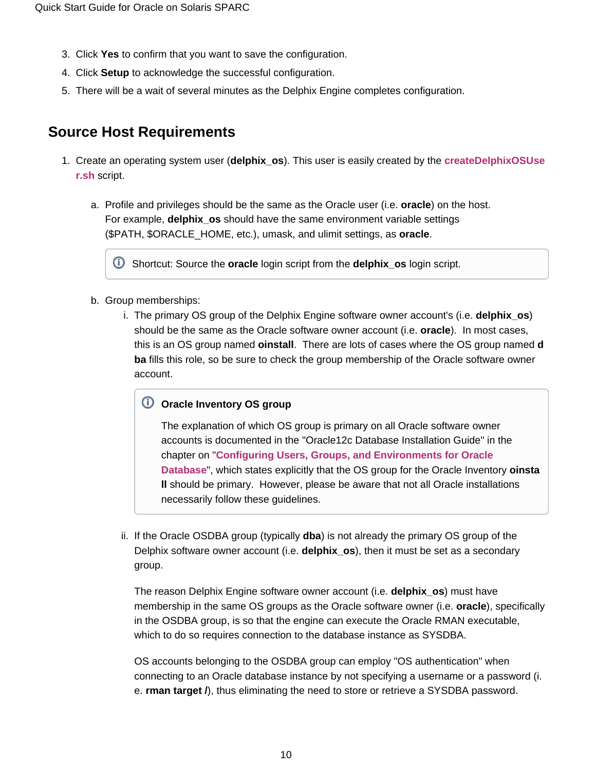3. Click **Yes** to confirm that you want to save the configuration.
4. Click **Setup** to acknowledge the successful configuration.
5. There will be a wait of several minutes as the Delphix Engine completes configuration.

## Source Host Requirements

1. Create an operating system user (**delphix_os**). This user is easily created by the **createDelphixOSUser.sh** script.

    a. Profile and privileges should be the same as the Oracle user (i.e. **oracle**) on the host. For example, **delphix_os** should have the same environment variable settings ($PATH, $ORACLE_HOME, etc.), umask, and ulimit settings, as **oracle**.

    > Shortcut: Source the **oracle** login script from the **delphix_os** login script.

    b. Group memberships:

        i. The primary OS group of the Delphix Engine software owner account's (i.e. **delphix_os**) should be the same as the Oracle software owner account (i.e. **oracle**). In most cases, this is an OS group named **oinstall**. There are lots of cases where the OS group named **dba** fills this role, so be sure to check the group membership of the Oracle software owner account.

        > **Oracle Inventory OS group**
        >
        > The explanation of which OS group is primary on all Oracle software owner accounts is documented in the "Oracle12c Database Installation Guide" in the chapter on "**Configuring Users, Groups, and Environments for Oracle Database**", which states explicitly that the OS group for the Oracle Inventory **oinstall** should be primary. However, please be aware that not all Oracle installations necessarily follow these guidelines.

        ii. If the Oracle OSDBA group (typically **dba**) is not already the primary OS group of the Delphix software owner account (i.e. **delphix_os**), then it must be set as a secondary group.

        The reason Delphix Engine software owner account (i.e. **delphix_os**) must have membership in the same OS groups as the Oracle software owner (i.e. **oracle**), specifically in the OSDBA group, is so that the engine can execute the Oracle RMAN executable, which to do so requires connection to the database instance as SYSDBA.

        OS accounts belonging to the OSDBA group can employ "OS authentication" when connecting to an Oracle database instance by not specifying a username or a password (i.e. **rman target /**), thus eliminating the need to store or retrieve a SYSDBA password.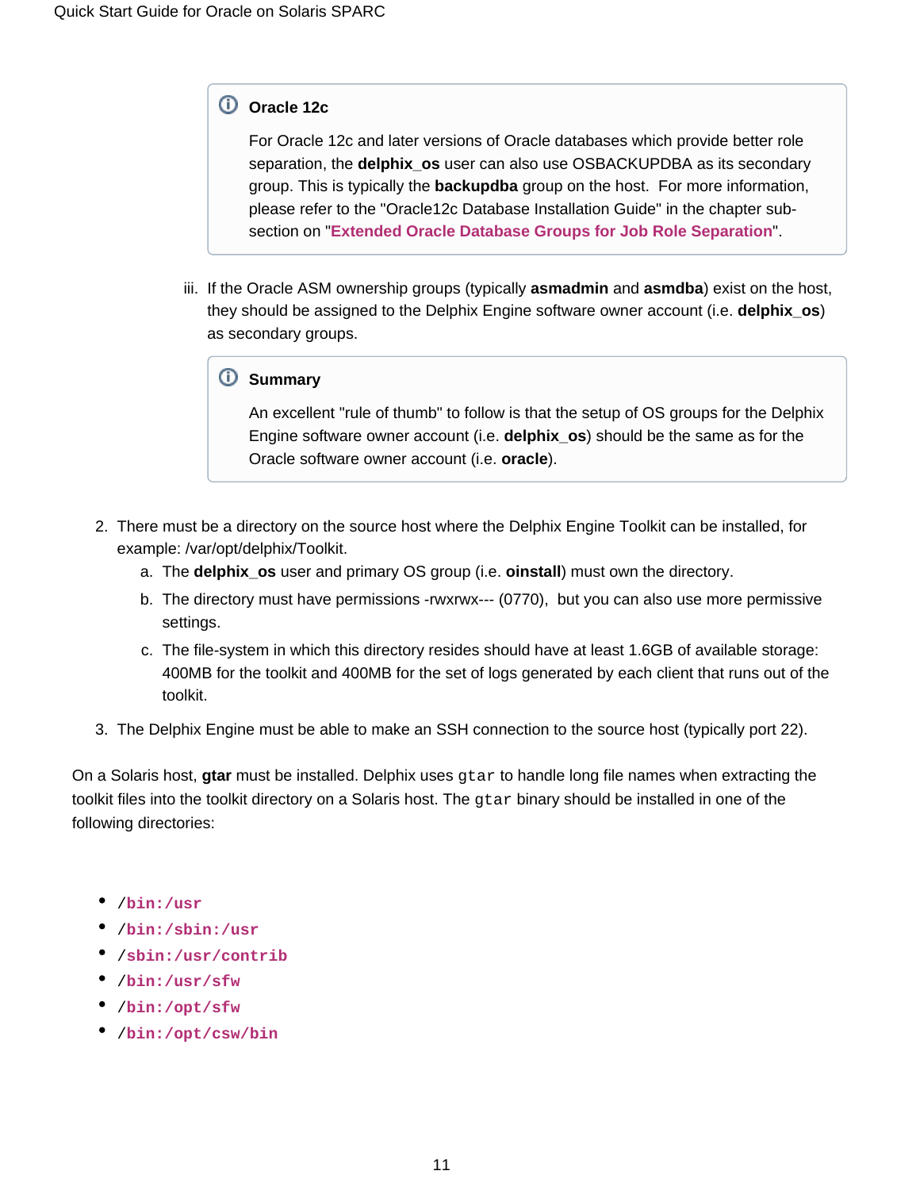> **Oracle 12c**
>
> For Oracle 12c and later versions of Oracle databases which provide better role separation, the **delphix_os** user can also use OSBACKUPDBA as its secondary group. This is typically the **backupdba** group on the host. For more information, please refer to the "Oracle12c Database Installation Guide" in the chapter sub-section on "**Extended Oracle Database Groups for Job Role Separation**".

iii. If the Oracle ASM ownership groups (typically **asmadmin** and **asmdba**) exist on the host, they should be assigned to the Delphix Engine software owner account (i.e. **delphix_os**) as secondary groups.

> **Summary**
>
> An excellent "rule of thumb" to follow is that the setup of OS groups for the Delphix Engine software owner account (i.e. **delphix_os**) should be the same as for the Oracle software owner account (i.e. **oracle**).

2. There must be a directory on the source host where the Delphix Engine Toolkit can be installed, for example: /var/opt/delphix/Toolkit.
   a. The **delphix_os** user and primary OS group (i.e. **oinstall**) must own the directory.
   b. The directory must have permissions -rwxrwx--- (0770), but you can also use more permissive settings.
   c. The file-system in which this directory resides should have at least 1.6GB of available storage: 400MB for the toolkit and 400MB for the set of logs generated by each client that runs out of the toolkit.
3. The Delphix Engine must be able to make an SSH connection to the source host (typically port 22).

On a Solaris host, **gtar** must be installed. Delphix uses `gtar` to handle long file names when extracting the toolkit files into the toolkit directory on a Solaris host. The `gtar` binary should be installed in one of the following directories:

- `/bin:/usr`
- `/bin:/sbin:/usr`
- `/sbin:/usr/contrib`
- `/bin:/usr/sfw`
- `/bin:/opt/sfw`
- `/bin:/opt/csw/bin`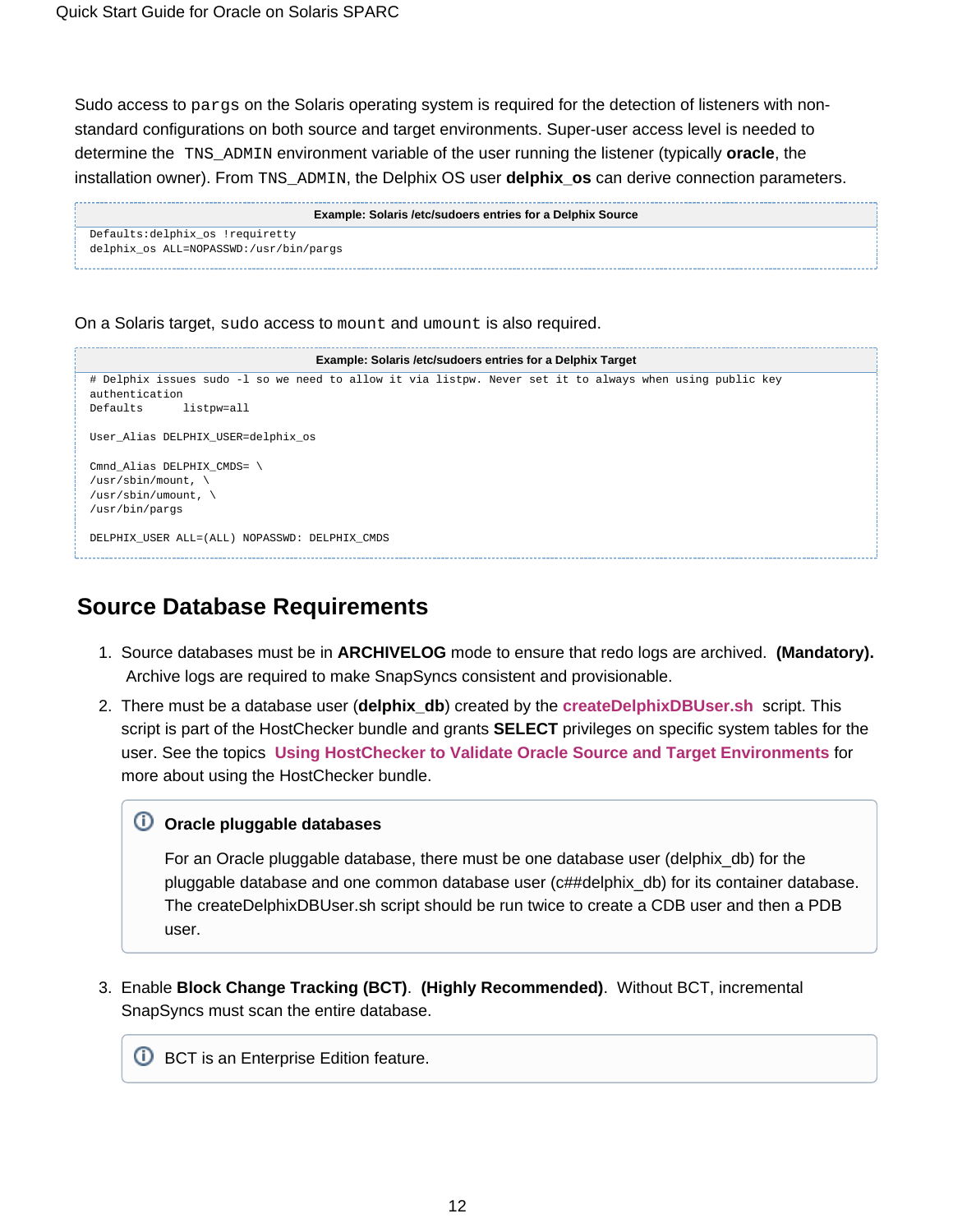Sudo access to `pargs` on the Solaris operating system is required for the detection of listeners with non-standard configurations on both source and target environments. Super-user access level is needed to determine the `TNS_ADMIN` environment variable of the user running the listener (typically **oracle**, the installation owner). From `TNS_ADMIN`, the Delphix OS user **delphix_os** can derive connection parameters.

**Example: Solaris /etc/sudoers entries for a Delphix Source**

```
Defaults:delphix_os !requiretty
delphix_os ALL=NOPASSWD:/usr/bin/pargs
```

On a Solaris target, `sudo` access to `mount` and `umount` is also required.

**Example: Solaris /etc/sudoers entries for a Delphix Target**

```
# Delphix issues sudo -l so we need to allow it via listpw. Never set it to always when using public key
authentication
Defaults      listpw=all

User_Alias DELPHIX_USER=delphix_os

Cmnd_Alias DELPHIX_CMDS= \
/usr/sbin/mount, \
/usr/sbin/umount, \
/usr/bin/pargs

DELPHIX_USER ALL=(ALL) NOPASSWD: DELPHIX_CMDS
```

## Source Database Requirements

1. Source databases must be in **ARCHIVELOG** mode to ensure that redo logs are archived. **(Mandatory).** Archive logs are required to make SnapSyncs consistent and provisionable.
2. There must be a database user (**delphix_db**) created by the **createDelphixDBUser.sh** script. This script is part of the HostChecker bundle and grants **SELECT** privileges on specific system tables for the user. See the topics **Using HostChecker to Validate Oracle Source and Target Environments** for more about using the HostChecker bundle.

   > **Oracle pluggable databases**
   >
   > For an Oracle pluggable database, there must be one database user (delphix_db) for the pluggable database and one common database user (c##delphix_db) for its container database. The createDelphixDBUser.sh script should be run twice to create a CDB user and then a PDB user.

3. Enable **Block Change Tracking (BCT)**. **(Highly Recommended)**. Without BCT, incremental SnapSyncs must scan the entire database.

   > BCT is an Enterprise Edition feature.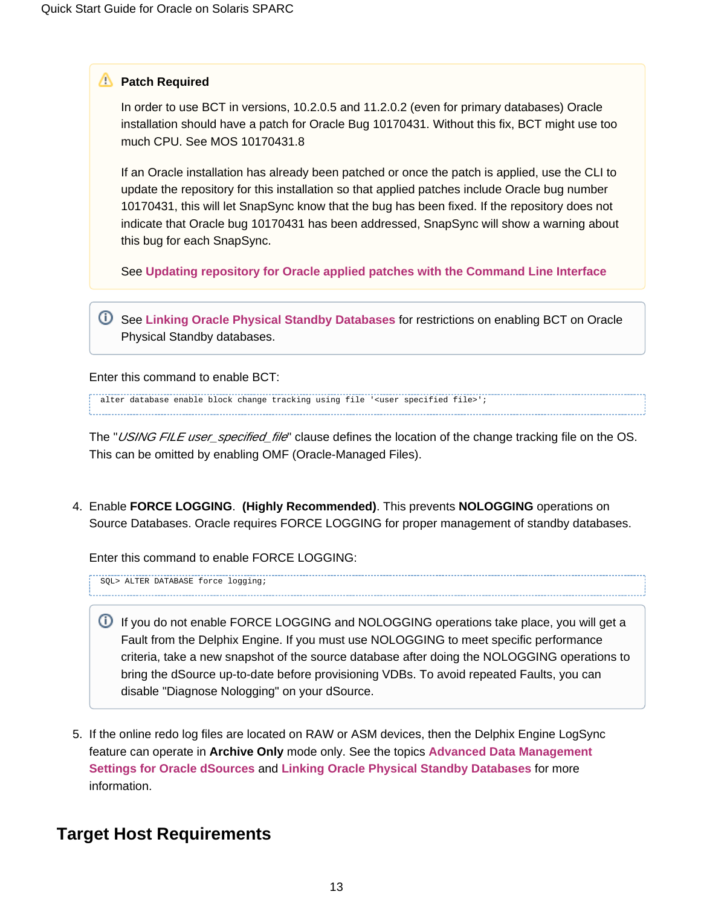> **Patch Required**
>
> In order to use BCT in versions, 10.2.0.5 and 11.2.0.2 (even for primary databases) Oracle installation should have a patch for Oracle Bug 10170431. Without this fix, BCT might use too much CPU. See MOS 10170431.8
>
> If an Oracle installation has already been patched or once the patch is applied, use the CLI to update the repository for this installation so that applied patches include Oracle bug number 10170431, this will let SnapSync know that the bug has been fixed. If the repository does not indicate that Oracle bug 10170431 has been addressed, SnapSync will show a warning about this bug for each SnapSync.
>
> See **Updating repository for Oracle applied patches with the Command Line Interface**

> See **Linking Oracle Physical Standby Databases** for restrictions on enabling BCT on Oracle Physical Standby databases.

Enter this command to enable BCT:

```
alter database enable block change tracking using file '<user specified file>';
```

The "*USING FILE user_specified_file*" clause defines the location of the change tracking file on the OS. This can be omitted by enabling OMF (Oracle-Managed Files).

4. Enable **FORCE LOGGING**. **(Highly Recommended)**. This prevents **NOLOGGING** operations on Source Databases. Oracle requires FORCE LOGGING for proper management of standby databases.

   Enter this command to enable FORCE LOGGING:

   ```
   SQL> ALTER DATABASE force logging;
   ```

   > If you do not enable FORCE LOGGING and NOLOGGING operations take place, you will get a Fault from the Delphix Engine. If you must use NOLOGGING to meet specific performance criteria, take a new snapshot of the source database after doing the NOLOGGING operations to bring the dSource up-to-date before provisioning VDBs. To avoid repeated Faults, you can disable "Diagnose Nologging" on your dSource.

5. If the online redo log files are located on RAW or ASM devices, then the Delphix Engine LogSync feature can operate in **Archive Only** mode only. See the topics **Advanced Data Management Settings for Oracle dSources** and **Linking Oracle Physical Standby Databases** for more information.

## Target Host Requirements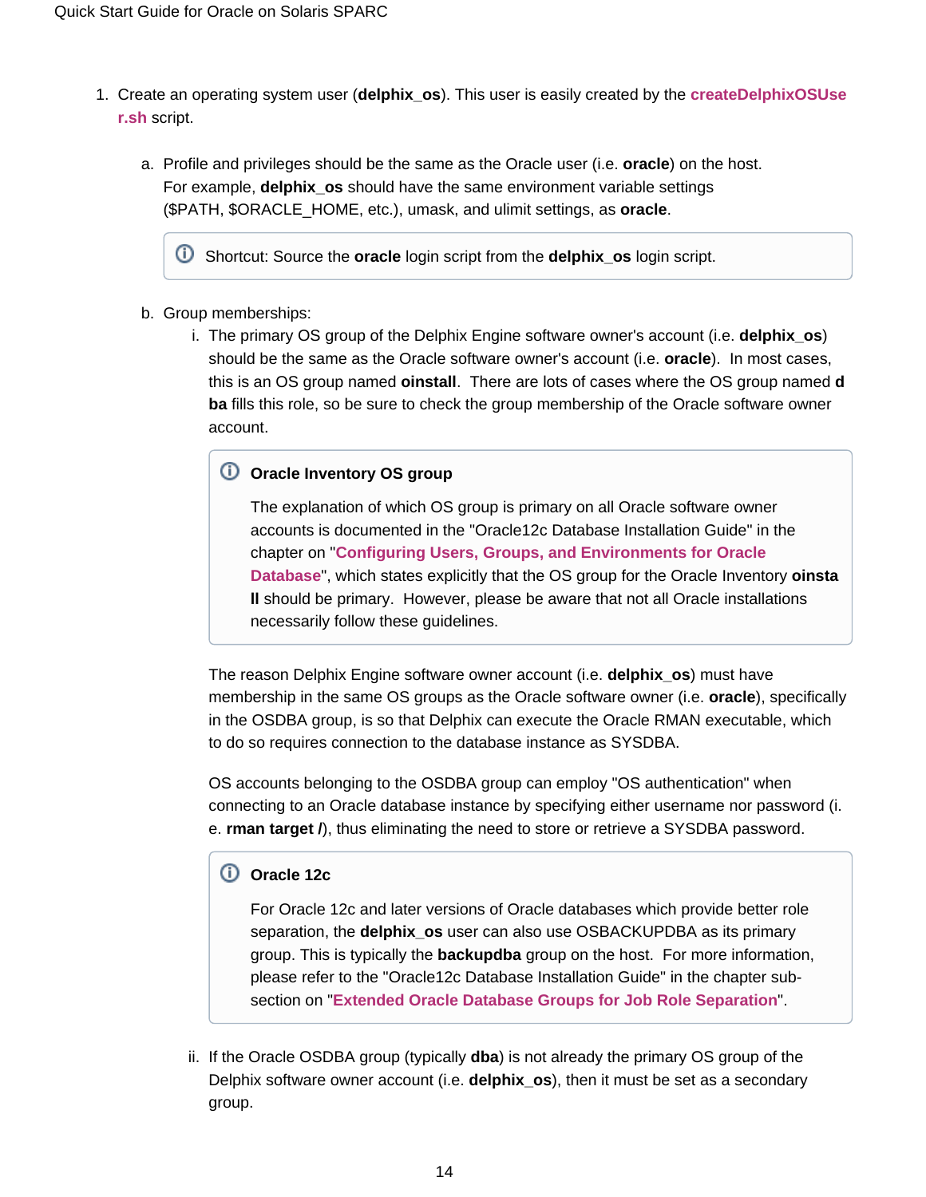1. Create an operating system user (**delphix_os**). This user is easily created by the **createDelphixOSUser.sh** script.

    a. Profile and privileges should be the same as the Oracle user (i.e. **oracle**) on the host. For example, **delphix_os** should have the same environment variable settings ($PATH, $ORACLE_HOME, etc.), umask, and ulimit settings, as **oracle**.

    > Shortcut: Source the **oracle** login script from the **delphix_os** login script.

    b. Group memberships:

        i. The primary OS group of the Delphix Engine software owner's account (i.e. **delphix_os**) should be the same as the Oracle software owner's account (i.e. **oracle**).  In most cases, this is an OS group named **oinstall**.  There are lots of cases where the OS group named **dba** fills this role, so be sure to check the group membership of the Oracle software owner account.

        > **Oracle Inventory OS group**
        >
        > The explanation of which OS group is primary on all Oracle software owner accounts is documented in the "Oracle12c Database Installation Guide" in the chapter on "**Configuring Users, Groups, and Environments for Oracle Database**", which states explicitly that the OS group for the Oracle Inventory **oinstall** should be primary.  However, please be aware that not all Oracle installations necessarily follow these guidelines.

        The reason Delphix Engine software owner account (i.e. **delphix_os**) must have membership in the same OS groups as the Oracle software owner (i.e. **oracle**), specifically in the OSDBA group, is so that Delphix can execute the Oracle RMAN executable, which to do so requires connection to the database instance as SYSDBA.

        OS accounts belonging to the OSDBA group can employ "OS authentication" when connecting to an Oracle database instance by specifying either username nor password (i.e. **rman target /**), thus eliminating the need to store or retrieve a SYSDBA password.

        > **Oracle 12c**
        >
        > For Oracle 12c and later versions of Oracle databases which provide better role separation, the **delphix_os** user can also use OSBACKUPDBA as its primary group. This is typically the **backupdba** group on the host.  For more information, please refer to the "Oracle12c Database Installation Guide" in the chapter sub-section on "**Extended Oracle Database Groups for Job Role Separation**".

        ii. If the Oracle OSDBA group (typically **dba**) is not already the primary OS group of the Delphix software owner account (i.e. **delphix_os**), then it must be set as a secondary group.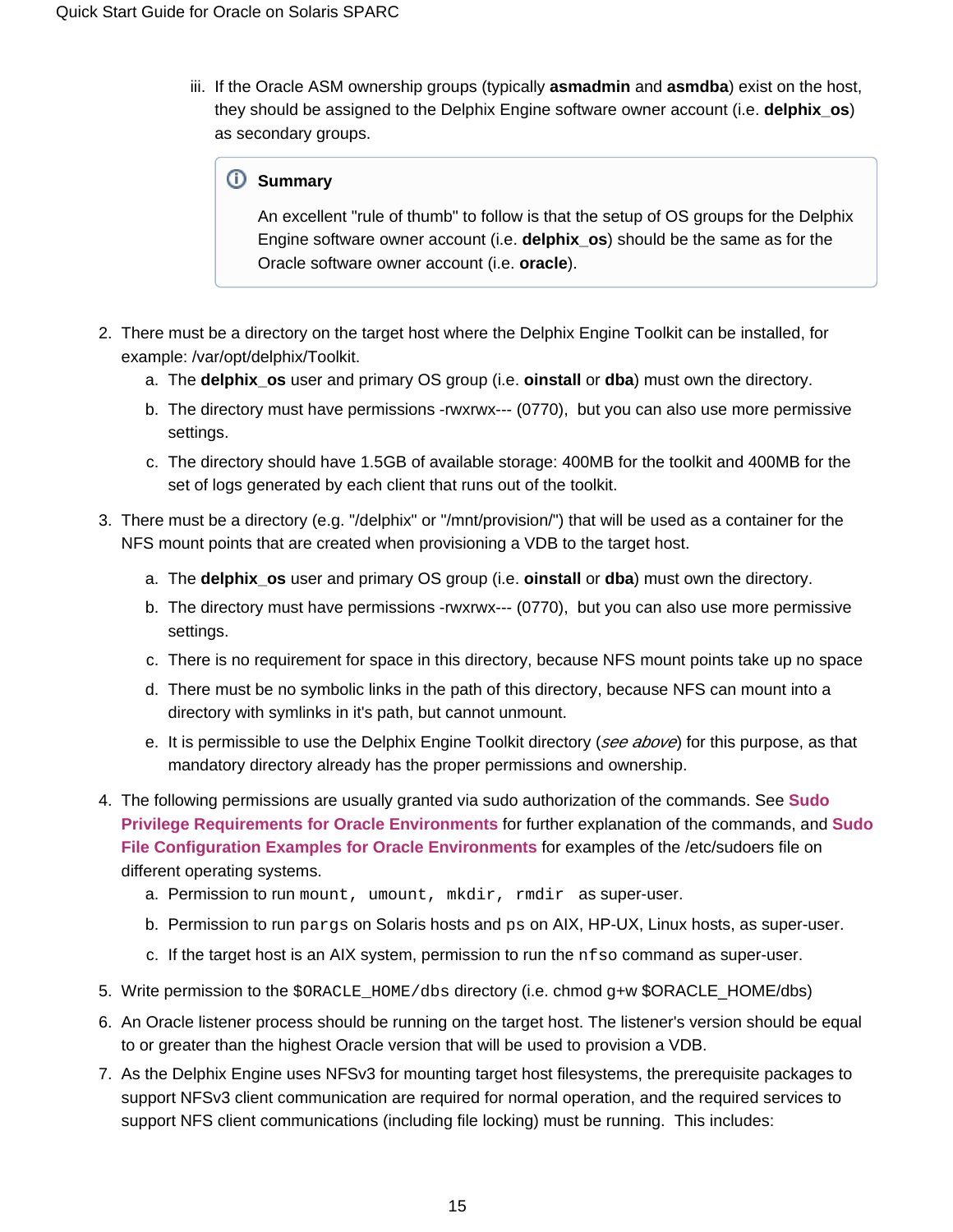iii. If the Oracle ASM ownership groups (typically **asmadmin** and **asmdba**) exist on the host, they should be assigned to the Delphix Engine software owner account (i.e. **delphix_os**) as secondary groups.

> **Summary**
>
> An excellent "rule of thumb" to follow is that the setup of OS groups for the Delphix Engine software owner account (i.e. **delphix_os**) should be the same as for the Oracle software owner account (i.e. **oracle**).

2. There must be a directory on the target host where the Delphix Engine Toolkit can be installed, for example: /var/opt/delphix/Toolkit.
   a. The **delphix_os** user and primary OS group (i.e. **oinstall** or **dba**) must own the directory.
   b. The directory must have permissions -rwxrwx--- (0770), but you can also use more permissive settings.
   c. The directory should have 1.5GB of available storage: 400MB for the toolkit and 400MB for the set of logs generated by each client that runs out of the toolkit.
3. There must be a directory (e.g. "/delphix" or "/mnt/provision/") that will be used as a container for the NFS mount points that are created when provisioning a VDB to the target host.
   a. The **delphix_os** user and primary OS group (i.e. **oinstall** or **dba**) must own the directory.
   b. The directory must have permissions -rwxrwx--- (0770), but you can also use more permissive settings.
   c. There is no requirement for space in this directory, because NFS mount points take up no space
   d. There must be no symbolic links in the path of this directory, because NFS can mount into a directory with symlinks in it's path, but cannot unmount.
   e. It is permissible to use the Delphix Engine Toolkit directory (*see above*) for this purpose, as that mandatory directory already has the proper permissions and ownership.
4. The following permissions are usually granted via sudo authorization of the commands. See **Sudo Privilege Requirements for Oracle Environments** for further explanation of the commands, and **Sudo File Configuration Examples for Oracle Environments** for examples of the /etc/sudoers file on different operating systems.
   a. Permission to run `mount, umount, mkdir, rmdir` as super-user.
   b. Permission to run `pargs` on Solaris hosts and `ps` on AIX, HP-UX, Linux hosts, as super-user.
   c. If the target host is an AIX system, permission to run the `nfso` command as super-user.
5. Write permission to the `$ORACLE_HOME/dbs` directory (i.e. chmod g+w $ORACLE_HOME/dbs)
6. An Oracle listener process should be running on the target host. The listener's version should be equal to or greater than the highest Oracle version that will be used to provision a VDB.
7. As the Delphix Engine uses NFSv3 for mounting target host filesystems, the prerequisite packages to support NFSv3 client communication are required for normal operation, and the required services to support NFS client communications (including file locking) must be running. This includes: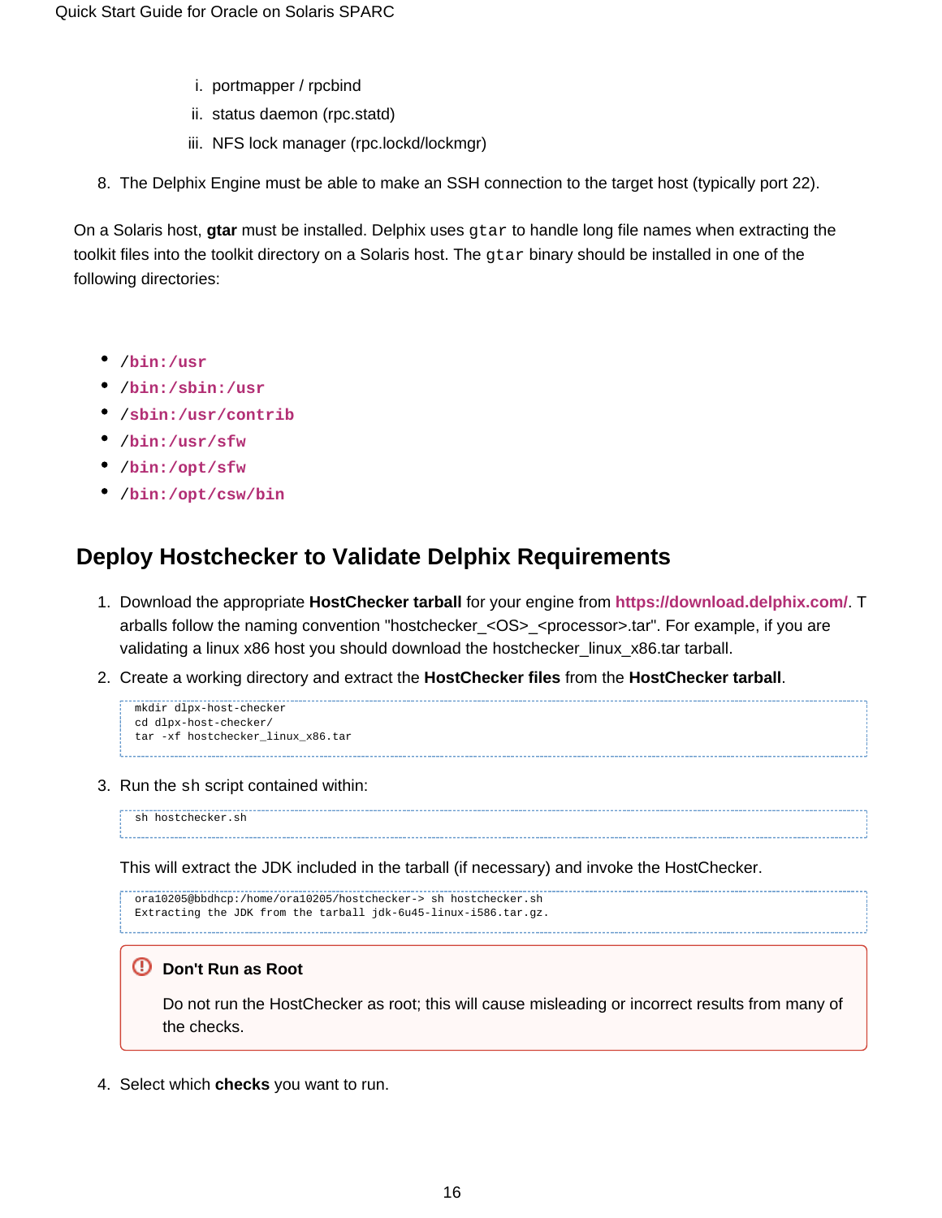i. portmapper / rpcbind
   ii. status daemon (rpc.statd)
   iii. NFS lock manager (rpc.lockd/lockmgr)

8. The Delphix Engine must be able to make an SSH connection to the target host (typically port 22).

On a Solaris host, **gtar** must be installed. Delphix uses `gtar` to handle long file names when extracting the toolkit files into the toolkit directory on a Solaris host. The `gtar` binary should be installed in one of the following directories:

- `/bin:/usr`
- `/bin:/sbin:/usr`
- `/sbin:/usr/contrib`
- `/bin:/usr/sfw`
- `/bin:/opt/sfw`
- `/bin:/opt/csw/bin`

## Deploy Hostchecker to Validate Delphix Requirements

1. Download the appropriate **HostChecker tarball** for your engine from **https://download.delphix.com/**. Tarballs follow the naming convention "hostchecker_<OS>_<processor>.tar". For example, if you are validating a linux x86 host you should download the hostchecker_linux_x86.tar tarball.
2. Create a working directory and extract the **HostChecker files** from the **HostChecker tarball**.

```
mkdir dlpx-host-checker
cd dlpx-host-checker/
tar -xf hostchecker_linux_x86.tar
```

3. Run the `sh` script contained within:

```
sh hostchecker.sh
```

   This will extract the JDK included in the tarball (if necessary) and invoke the HostChecker.

```
ora10205@bbdhcp:/home/ora10205/hostchecker-> sh hostchecker.sh
Extracting the JDK from the tarball jdk-6u45-linux-i586.tar.gz.
```

> **Don't Run as Root**
>
> Do not run the HostChecker as root; this will cause misleading or incorrect results from many of the checks.

4. Select which **checks** you want to run.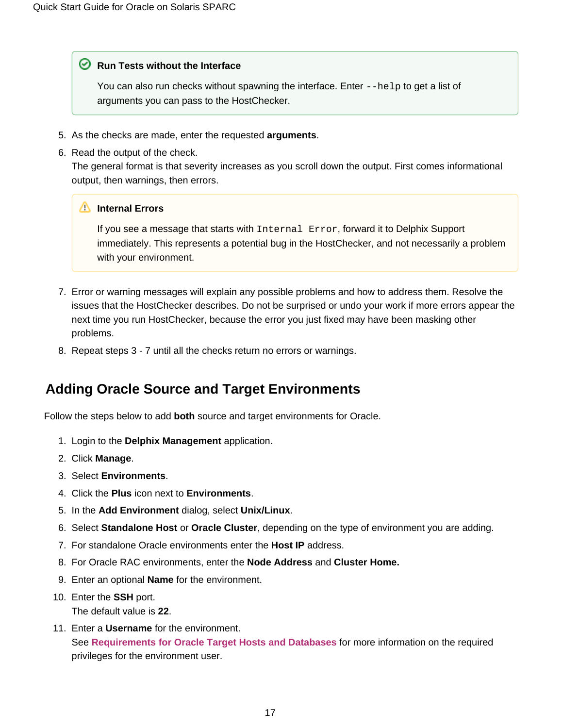> **Run Tests without the Interface**
>
> You can also run checks without spawning the interface. Enter `--help` to get a list of arguments you can pass to the HostChecker.

5. As the checks are made, enter the requested **arguments**.
6. Read the output of the check.
   The general format is that severity increases as you scroll down the output. First comes informational output, then warnings, then errors.

> **Internal Errors**
>
> If you see a message that starts with `Internal Error`, forward it to Delphix Support immediately. This represents a potential bug in the HostChecker, and not necessarily a problem with your environment.

7. Error or warning messages will explain any possible problems and how to address them. Resolve the issues that the HostChecker describes. Do not be surprised or undo your work if more errors appear the next time you run HostChecker, because the error you just fixed may have been masking other problems.
8. Repeat steps 3 - 7 until all the checks return no errors or warnings.

## Adding Oracle Source and Target Environments

Follow the steps below to add **both** source and target environments for Oracle.

1. Login to the **Delphix Management** application.
2. Click **Manage**.
3. Select **Environments**.
4. Click the **Plus** icon next to **Environments**.
5. In the **Add Environment** dialog, select **Unix/Linux**.
6. Select **Standalone Host** or **Oracle Cluster**, depending on the type of environment you are adding.
7. For standalone Oracle environments enter the **Host IP** address.
8. For Oracle RAC environments, enter the **Node Address** and **Cluster Home.**
9. Enter an optional **Name** for the environment.
10. Enter the **SSH** port.
    The default value is **22**.
11. Enter a **Username** for the environment.
    See **Requirements for Oracle Target Hosts and Databases** for more information on the required privileges for the environment user.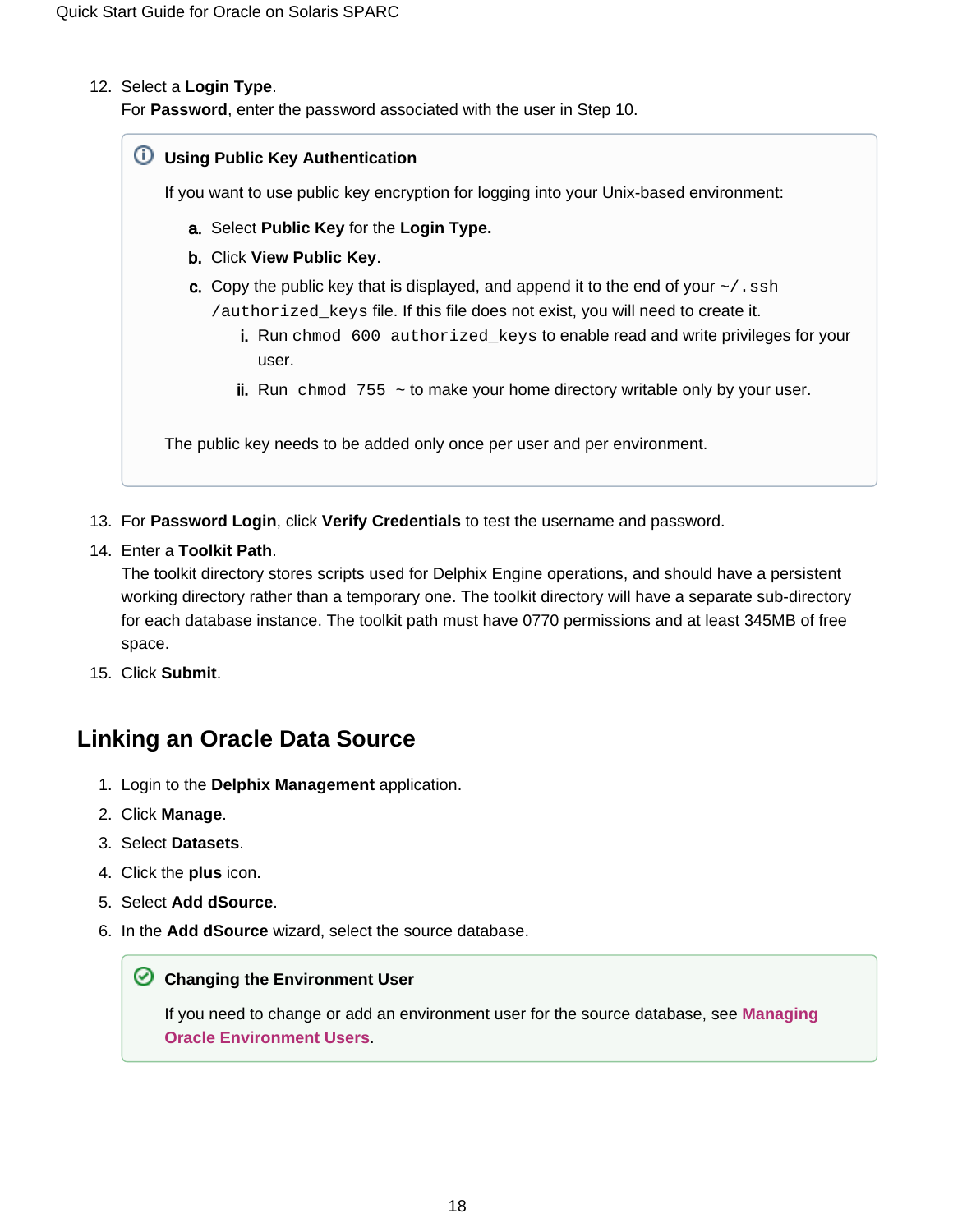12. Select a **Login Type**.
    For **Password**, enter the password associated with the user in Step 10.

> **Using Public Key Authentication**
>
> If you want to use public key encryption for logging into your Unix-based environment:
>
> a. Select **Public Key** for the **Login Type.**
>
> b. Click **View Public Key**.
>
> c. Copy the public key that is displayed, and append it to the end of your `~/.ssh/authorized_keys` file. If this file does not exist, you will need to create it.
>
>    i. Run `chmod 600 authorized_keys` to enable read and write privileges for your user.
>
>    ii. Run `chmod 755 ~` to make your home directory writable only by your user.
>
> The public key needs to be added only once per user and per environment.

13. For **Password Login**, click **Verify Credentials** to test the username and password.
14. Enter a **Toolkit Path**.
    The toolkit directory stores scripts used for Delphix Engine operations, and should have a persistent working directory rather than a temporary one. The toolkit directory will have a separate sub-directory for each database instance. The toolkit path must have 0770 permissions and at least 345MB of free space.
15. Click **Submit**.

## Linking an Oracle Data Source

1. Login to the **Delphix Management** application.
2. Click **Manage**.
3. Select **Datasets**.
4. Click the **plus** icon.
5. Select **Add dSource**.
6. In the **Add dSource** wizard, select the source database.

> **Changing the Environment User**
>
> If you need to change or add an environment user for the source database, see **Managing Oracle Environment Users**.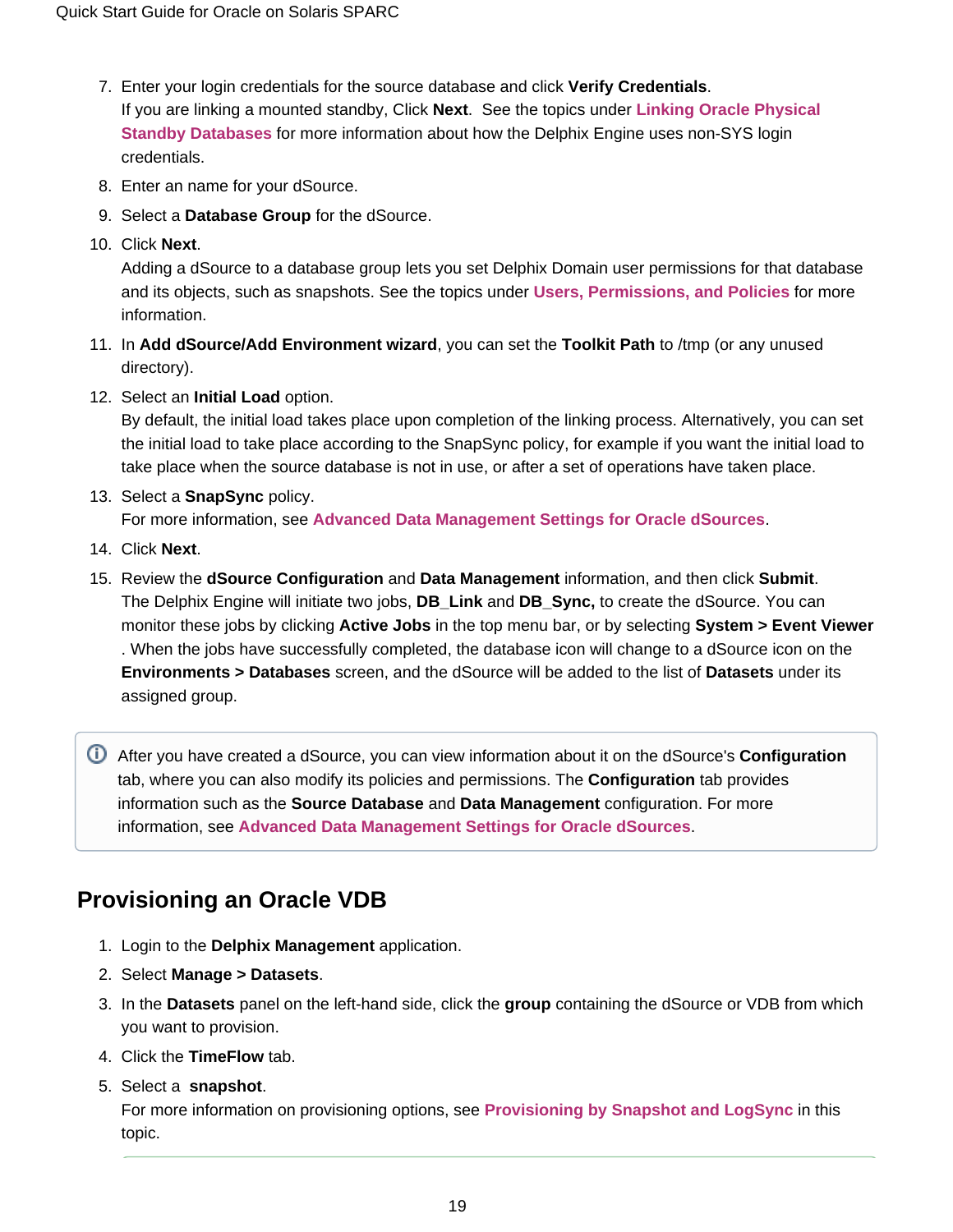7. Enter your login credentials for the source database and click **Verify Credentials**.
   If you are linking a mounted standby, Click **Next**. See the topics under **Linking Oracle Physical Standby Databases** for more information about how the Delphix Engine uses non-SYS login credentials.
8. Enter an name for your dSource.
9. Select a **Database Group** for the dSource.
10. Click **Next**.
    Adding a dSource to a database group lets you set Delphix Domain user permissions for that database and its objects, such as snapshots. See the topics under **Users, Permissions, and Policies** for more information.
11. In **Add dSource/Add Environment wizard**, you can set the **Toolkit Path** to /tmp (or any unused directory).
12. Select an **Initial Load** option.
    By default, the initial load takes place upon completion of the linking process. Alternatively, you can set the initial load to take place according to the SnapSync policy, for example if you want the initial load to take place when the source database is not in use, or after a set of operations have taken place.
13. Select a **SnapSync** policy.
    For more information, see **Advanced Data Management Settings for Oracle dSources**.
14. Click **Next**.
15. Review the **dSource Configuration** and **Data Management** information, and then click **Submit**.
    The Delphix Engine will initiate two jobs, **DB_Link** and **DB_Sync,** to create the dSource. You can monitor these jobs by clicking **Active Jobs** in the top menu bar, or by selecting **System > Event Viewer**. When the jobs have successfully completed, the database icon will change to a dSource icon on the **Environments > Databases** screen, and the dSource will be added to the list of **Datasets** under its assigned group.

> After you have created a dSource, you can view information about it on the dSource's **Configuration** tab, where you can also modify its policies and permissions. The **Configuration** tab provides information such as the **Source Database** and **Data Management** configuration. For more information, see **Advanced Data Management Settings for Oracle dSources**.

## Provisioning an Oracle VDB

1. Login to the **Delphix Management** application.
2. Select **Manage > Datasets**.
3. In the **Datasets** panel on the left-hand side, click the **group** containing the dSource or VDB from which you want to provision.
4. Click the **TimeFlow** tab.
5. Select a **snapshot**.
   For more information on provisioning options, see **Provisioning by Snapshot and LogSync** in this topic.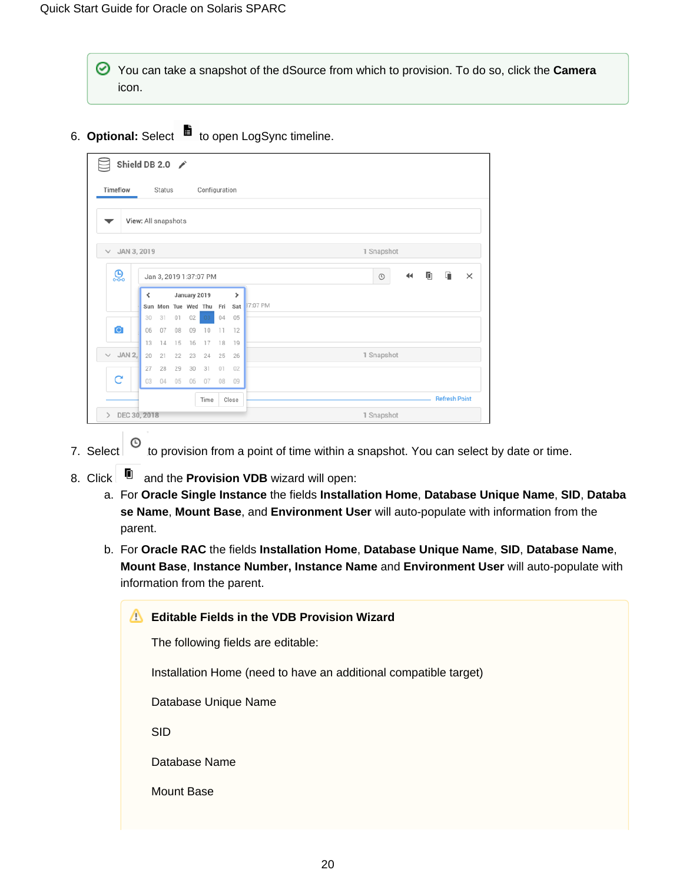You can take a snapshot of the dSource from which to provision. To do so, click the **Camera** icon.

6. **Optional:** Select to open LogSync timeline.

7. Select to provision from a point of time within a snapshot. You can select by date or time.
8. Click and the **Provision VDB** wizard will open:
   a. For **Oracle Single Instance** the fields **Installation Home**, **Database Unique Name**, **SID**, **Database Name**, **Mount Base**, and **Environment User** will auto-populate with information from the parent.
   b. For **Oracle RAC** the fields **Installation Home**, **Database Unique Name**, **SID**, **Database Name**, **Mount Base**, **Instance Number, Instance Name** and **Environment User** will auto-populate with information from the parent.

**Editable Fields in the VDB Provision Wizard**

The following fields are editable:

Installation Home (need to have an additional compatible target)

Database Unique Name

SID

Database Name

Mount Base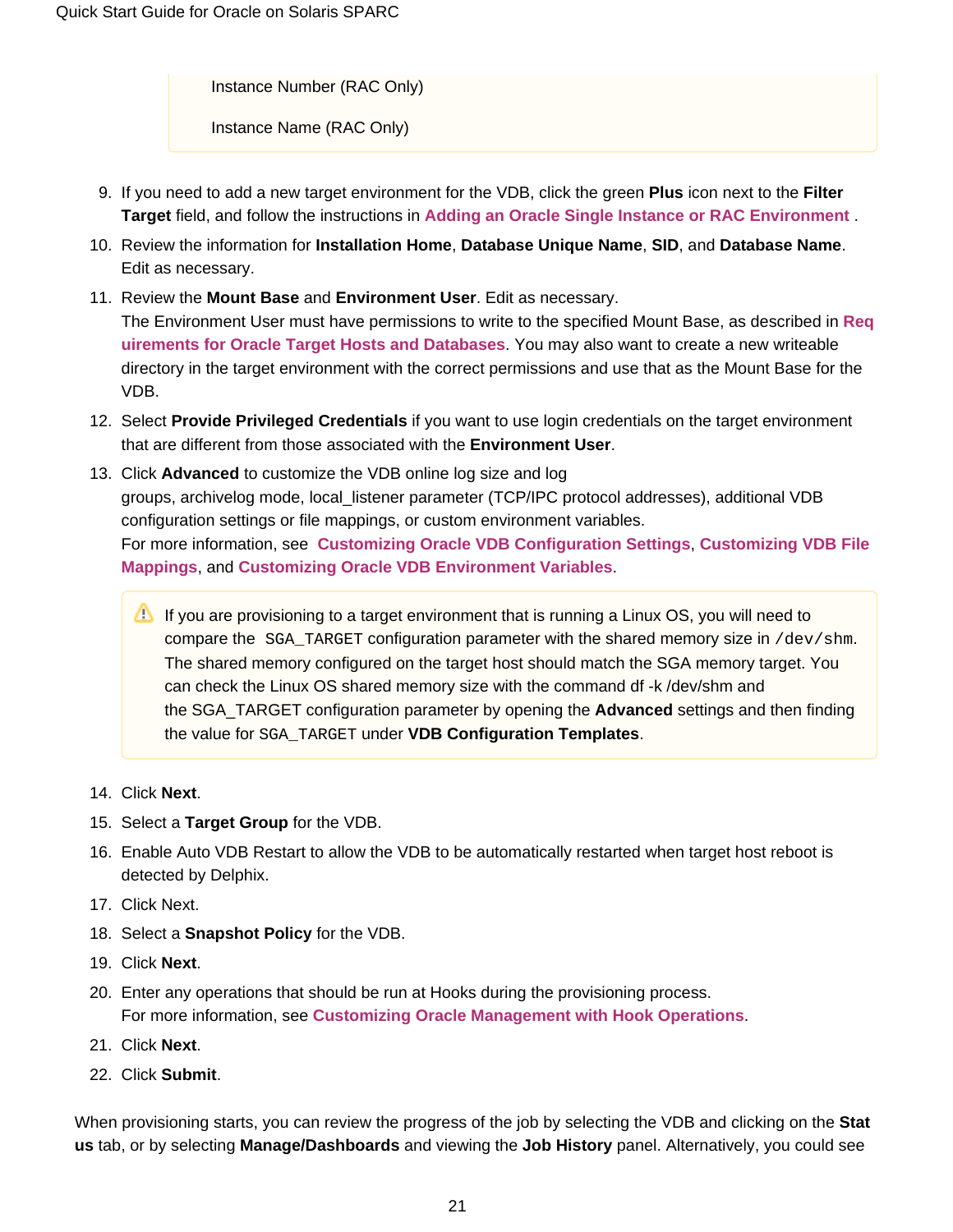Instance Number (RAC Only)

Instance Name (RAC Only)

9. If you need to add a new target environment for the VDB, click the green **Plus** icon next to the **Filter Target** field, and follow the instructions in **Adding an Oracle Single Instance or RAC Environment** .
10. Review the information for **Installation Home**, **Database Unique Name**, **SID**, and **Database Name**. Edit as necessary.
11. Review the **Mount Base** and **Environment User**. Edit as necessary.
    The Environment User must have permissions to write to the specified Mount Base, as described in **Requirements for Oracle Target Hosts and Databases**. You may also want to create a new writeable directory in the target environment with the correct permissions and use that as the Mount Base for the VDB.
12. Select **Provide Privileged Credentials** if you want to use login credentials on the target environment that are different from those associated with the **Environment User**.
13. Click **Advanced** to customize the VDB online log size and log groups, archivelog mode, local_listener parameter (TCP/IPC protocol addresses), additional VDB configuration settings or file mappings, or custom environment variables.
    For more information, see **Customizing Oracle VDB Configuration Settings**, **Customizing VDB File Mappings**, and **Customizing Oracle VDB Environment Variables**.

    > If you are provisioning to a target environment that is running a Linux OS, you will need to compare the `SGA_TARGET` configuration parameter with the shared memory size in `/dev/shm`. The shared memory configured on the target host should match the SGA memory target. You can check the Linux OS shared memory size with the command df -k /dev/shm and the SGA_TARGET configuration parameter by opening the **Advanced** settings and then finding the value for `SGA_TARGET` under **VDB Configuration Templates**.

14. Click **Next**.
15. Select a **Target Group** for the VDB.
16. Enable Auto VDB Restart to allow the VDB to be automatically restarted when target host reboot is detected by Delphix.
17. Click Next.
18. Select a **Snapshot Policy** for the VDB.
19. Click **Next**.
20. Enter any operations that should be run at Hooks during the provisioning process.
    For more information, see **Customizing Oracle Management with Hook Operations**.
21. Click **Next**.
22. Click **Submit**.

When provisioning starts, you can review the progress of the job by selecting the VDB and clicking on the **Status** tab, or by selecting **Manage/Dashboards** and viewing the **Job History** panel. Alternatively, you could see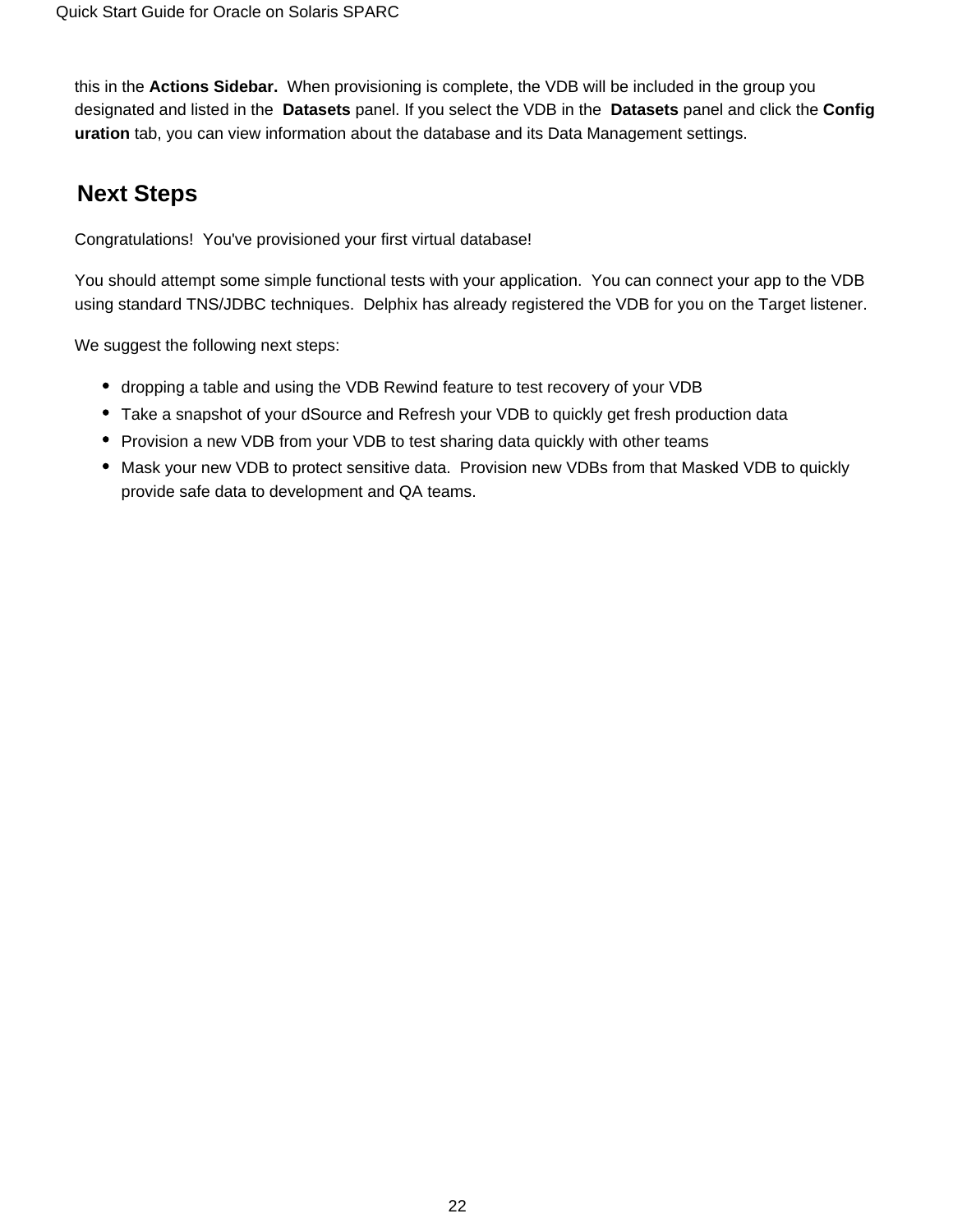this in the **Actions Sidebar.** When provisioning is complete, the VDB will be included in the group you designated and listed in the **Datasets** panel. If you select the VDB in the **Datasets** panel and click the **Configuration** tab, you can view information about the database and its Data Management settings.

## Next Steps

Congratulations! You've provisioned your first virtual database!

You should attempt some simple functional tests with your application. You can connect your app to the VDB using standard TNS/JDBC techniques. Delphix has already registered the VDB for you on the Target listener.

We suggest the following next steps:

- dropping a table and using the VDB Rewind feature to test recovery of your VDB
- Take a snapshot of your dSource and Refresh your VDB to quickly get fresh production data
- Provision a new VDB from your VDB to test sharing data quickly with other teams
- Mask your new VDB to protect sensitive data. Provision new VDBs from that Masked VDB to quickly provide safe data to development and QA teams.